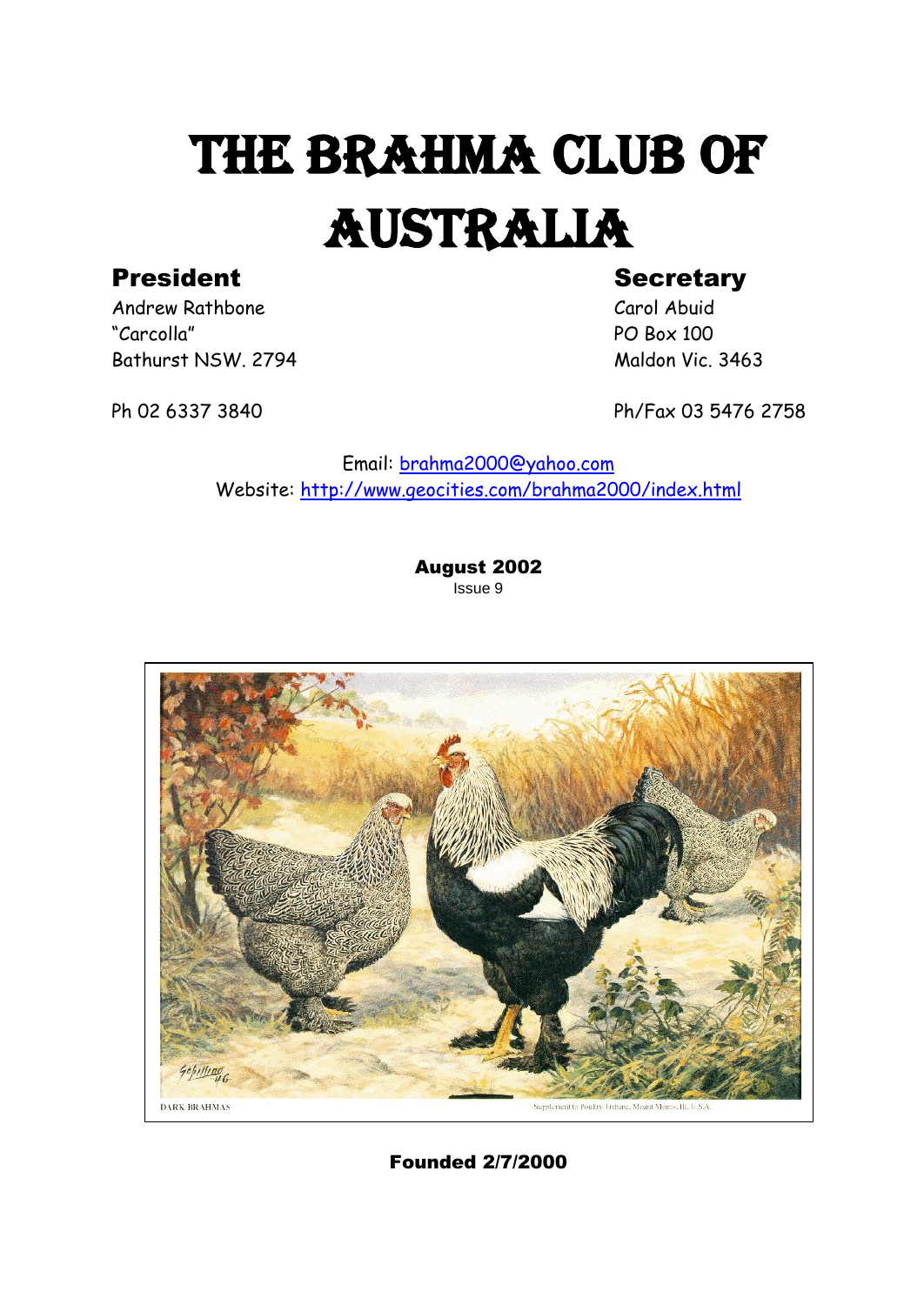# THE BRAHMA CLUB OF AUSTRALIA

**President**
Andrew Rathbone
"Carcolla"
Bathurst NSW. 2794

Ph 02 6337 3840

**Secretary**
Carol Abuid
PO Box 100
Maldon Vic. 3463

Ph/Fax 03 5476 2758

Email: brahma2000@yahoo.com
Website: http://www.geocities.com/brahma2000/index.html

**August 2002**
Issue 9

DARK BRAHMAS

Supplement to Poultry Tribune, Mount Morris, Ill. U.S.A.

**Founded 2/7/2000**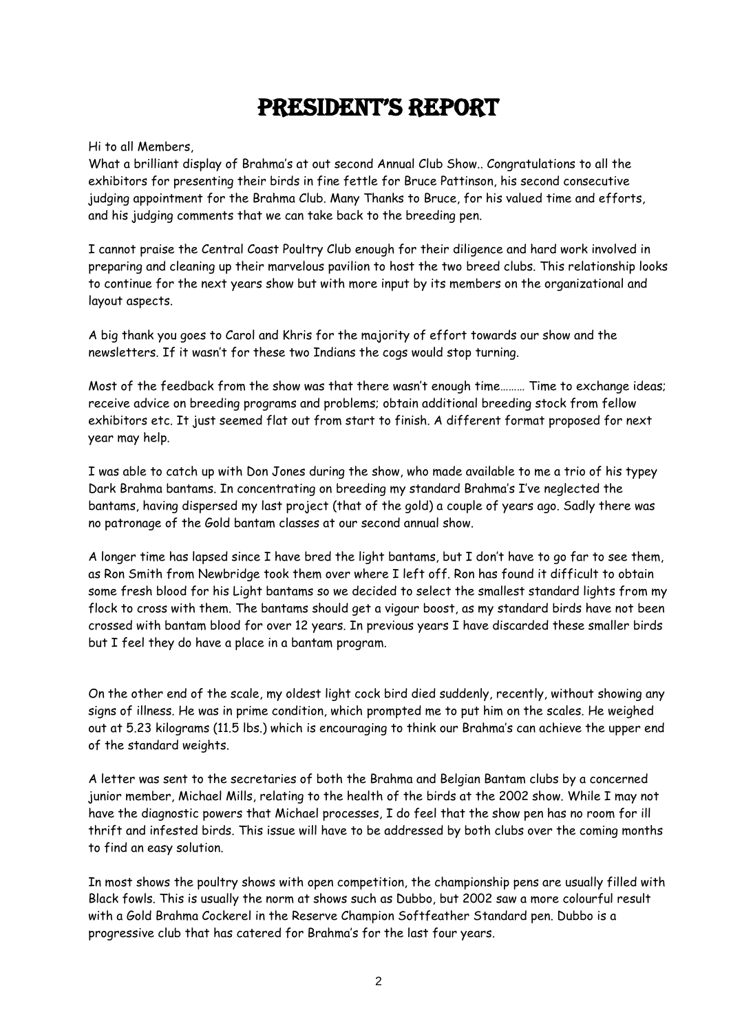# PRESIDENT'S REPORT

Hi to all Members,

What a brilliant display of Brahma's at out second Annual Club Show.. Congratulations to all the exhibitors for presenting their birds in fine fettle for Bruce Pattinson, his second consecutive judging appointment for the Brahma Club. Many Thanks to Bruce, for his valued time and efforts, and his judging comments that we can take back to the breeding pen.

I cannot praise the Central Coast Poultry Club enough for their diligence and hard work involved in preparing and cleaning up their marvelous pavilion to host the two breed clubs. This relationship looks to continue for the next years show but with more input by its members on the organizational and layout aspects.

A big thank you goes to Carol and Khris for the majority of effort towards our show and the newsletters. If it wasn't for these two Indians the cogs would stop turning.

Most of the feedback from the show was that there wasn't enough time……… Time to exchange ideas; receive advice on breeding programs and problems; obtain additional breeding stock from fellow exhibitors etc. It just seemed flat out from start to finish. A different format proposed for next year may help.

I was able to catch up with Don Jones during the show, who made available to me a trio of his typey Dark Brahma bantams. In concentrating on breeding my standard Brahma's I've neglected the bantams, having dispersed my last project (that of the gold) a couple of years ago. Sadly there was no patronage of the Gold bantam classes at our second annual show.

A longer time has lapsed since I have bred the light bantams, but I don't have to go far to see them, as Ron Smith from Newbridge took them over where I left off. Ron has found it difficult to obtain some fresh blood for his Light bantams so we decided to select the smallest standard lights from my flock to cross with them. The bantams should get a vigour boost, as my standard birds have not been crossed with bantam blood for over 12 years. In previous years I have discarded these smaller birds but I feel they do have a place in a bantam program.

On the other end of the scale, my oldest light cock bird died suddenly, recently, without showing any signs of illness. He was in prime condition, which prompted me to put him on the scales. He weighed out at 5.23 kilograms (11.5 lbs.) which is encouraging to think our Brahma's can achieve the upper end of the standard weights.

A letter was sent to the secretaries of both the Brahma and Belgian Bantam clubs by a concerned junior member, Michael Mills, relating to the health of the birds at the 2002 show. While I may not have the diagnostic powers that Michael processes, I do feel that the show pen has no room for ill thrift and infested birds. This issue will have to be addressed by both clubs over the coming months to find an easy solution.

In most shows the poultry shows with open competition, the championship pens are usually filled with Black fowls. This is usually the norm at shows such as Dubbo, but 2002 saw a more colourful result with a Gold Brahma Cockerel in the Reserve Champion Softfeather Standard pen. Dubbo is a progressive club that has catered for Brahma's for the last four years.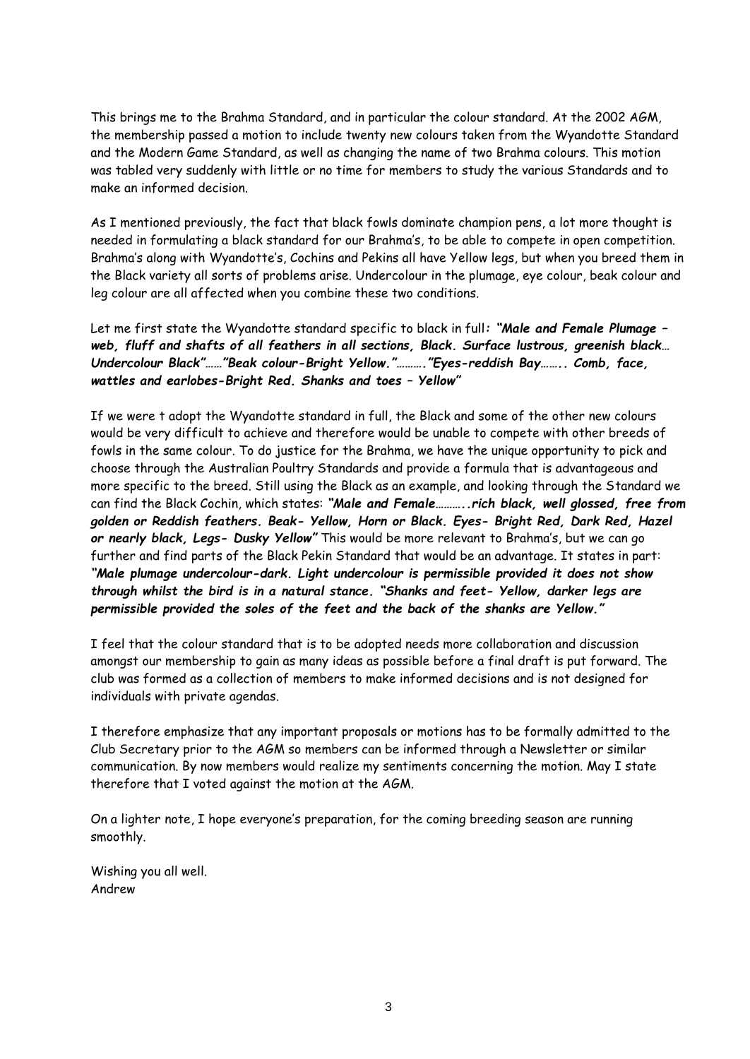This brings me to the Brahma Standard, and in particular the colour standard. At the 2002 AGM, the membership passed a motion to include twenty new colours taken from the Wyandotte Standard and the Modern Game Standard, as well as changing the name of two Brahma colours. This motion was tabled very suddenly with little or no time for members to study the various Standards and to make an informed decision.

As I mentioned previously, the fact that black fowls dominate champion pens, a lot more thought is needed in formulating a black standard for our Brahma's, to be able to compete in open competition. Brahma's along with Wyandotte's, Cochins and Pekins all have Yellow legs, but when you breed them in the Black variety all sorts of problems arise. Undercolour in the plumage, eye colour, beak colour and leg colour are all affected when you combine these two conditions.

Let me first state the Wyandotte standard specific to black in full***: "Male and Female Plumage – web, fluff and shafts of all feathers in all sections, Black. Surface lustrous, greenish black… Undercolour Black"……"Beak colour-Bright Yellow."………."Eyes-reddish Bay…….. Comb, face, wattles and earlobes-Bright Red. Shanks and toes – Yellow"***

If we were t adopt the Wyandotte standard in full, the Black and some of the other new colours would be very difficult to achieve and therefore would be unable to compete with other breeds of fowls in the same colour. To do justice for the Brahma, we have the unique opportunity to pick and choose through the Australian Poultry Standards and provide a formula that is advantageous and more specific to the breed. Still using the Black as an example, and looking through the Standard we can find the Black Cochin, which states: ***"Male and Female………..rich black, well glossed, free from golden or Reddish feathers. Beak- Yellow, Horn or Black. Eyes- Bright Red, Dark Red, Hazel or nearly black, Legs- Dusky Yellow"*** This would be more relevant to Brahma's, but we can go further and find parts of the Black Pekin Standard that would be an advantage. It states in part: ***"Male plumage undercolour-dark. Light undercolour is permissible provided it does not show through whilst the bird is in a natural stance. "Shanks and feet- Yellow, darker legs are permissible provided the soles of the feet and the back of the shanks are Yellow."***

I feel that the colour standard that is to be adopted needs more collaboration and discussion amongst our membership to gain as many ideas as possible before a final draft is put forward. The club was formed as a collection of members to make informed decisions and is not designed for individuals with private agendas.

I therefore emphasize that any important proposals or motions has to be formally admitted to the Club Secretary prior to the AGM so members can be informed through a Newsletter or similar communication. By now members would realize my sentiments concerning the motion. May I state therefore that I voted against the motion at the AGM.

On a lighter note, I hope everyone's preparation, for the coming breeding season are running smoothly.

Wishing you all well.
Andrew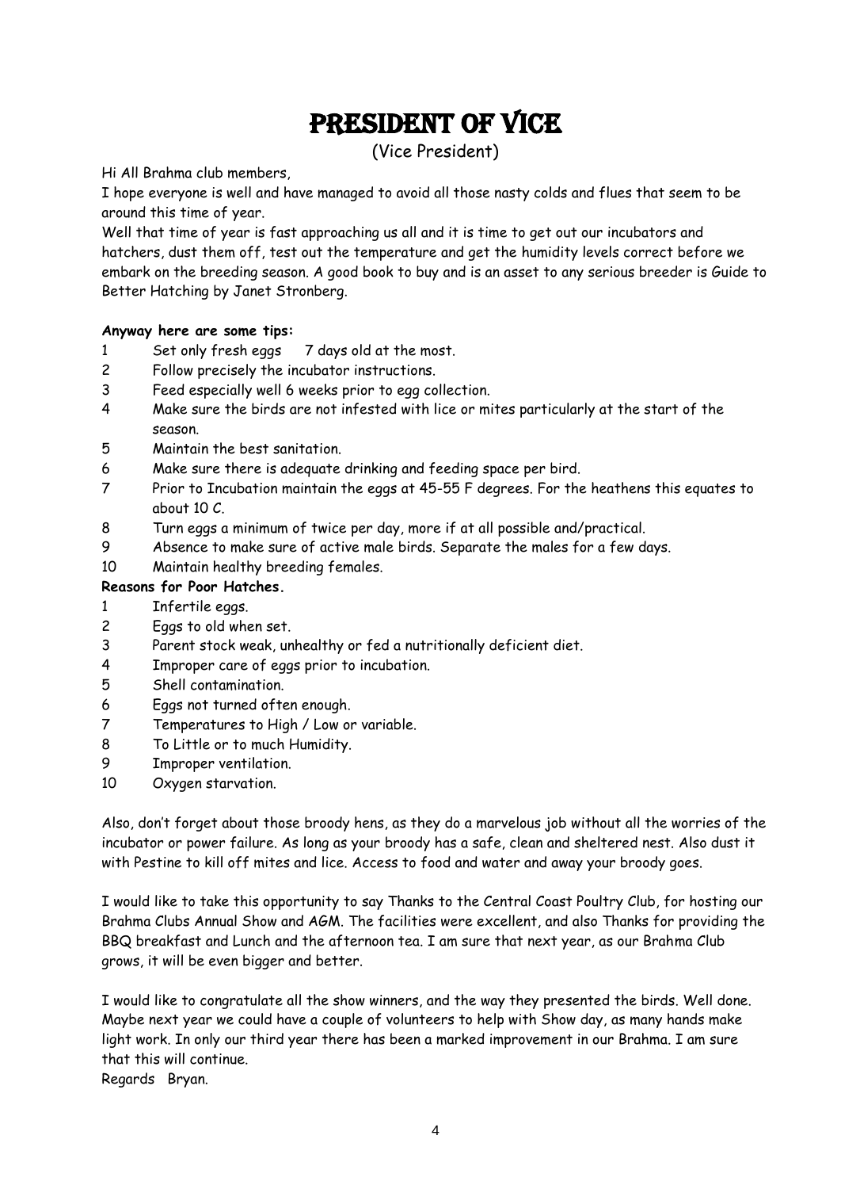# PRESIDENT OF VICE

(Vice President)

Hi All Brahma club members,

I hope everyone is well and have managed to avoid all those nasty colds and flues that seem to be around this time of year.

Well that time of year is fast approaching us all and it is time to get out our incubators and hatchers, dust them off, test out the temperature and get the humidity levels correct before we embark on the breeding season. A good book to buy and is an asset to any serious breeder is Guide to Better Hatching by Janet Stronberg.

**Anyway here are some tips:**

1. Set only fresh eggs 7 days old at the most.
2. Follow precisely the incubator instructions.
3. Feed especially well 6 weeks prior to egg collection.
4. Make sure the birds are not infested with lice or mites particularly at the start of the season.
5. Maintain the best sanitation.
6. Make sure there is adequate drinking and feeding space per bird.
7. Prior to Incubation maintain the eggs at 45-55 F degrees. For the heathens this equates to about 10 C.
8. Turn eggs a minimum of twice per day, more if at all possible and/practical.
9. Absence to make sure of active male birds. Separate the males for a few days.
10. Maintain healthy breeding females.

**Reasons for Poor Hatches.**

1. Infertile eggs.
2. Eggs to old when set.
3. Parent stock weak, unhealthy or fed a nutritionally deficient diet.
4. Improper care of eggs prior to incubation.
5. Shell contamination.
6. Eggs not turned often enough.
7. Temperatures to High / Low or variable.
8. To Little or to much Humidity.
9. Improper ventilation.
10. Oxygen starvation.

Also, don't forget about those broody hens, as they do a marvelous job without all the worries of the incubator or power failure. As long as your broody has a safe, clean and sheltered nest. Also dust it with Pestine to kill off mites and lice. Access to food and water and away your broody goes.

I would like to take this opportunity to say Thanks to the Central Coast Poultry Club, for hosting our Brahma Clubs Annual Show and AGM. The facilities were excellent, and also Thanks for providing the BBQ breakfast and Lunch and the afternoon tea. I am sure that next year, as our Brahma Club grows, it will be even bigger and better.

I would like to congratulate all the show winners, and the way they presented the birds. Well done. Maybe next year we could have a couple of volunteers to help with Show day, as many hands make light work. In only our third year there has been a marked improvement in our Brahma. I am sure that this will continue.

Regards Bryan.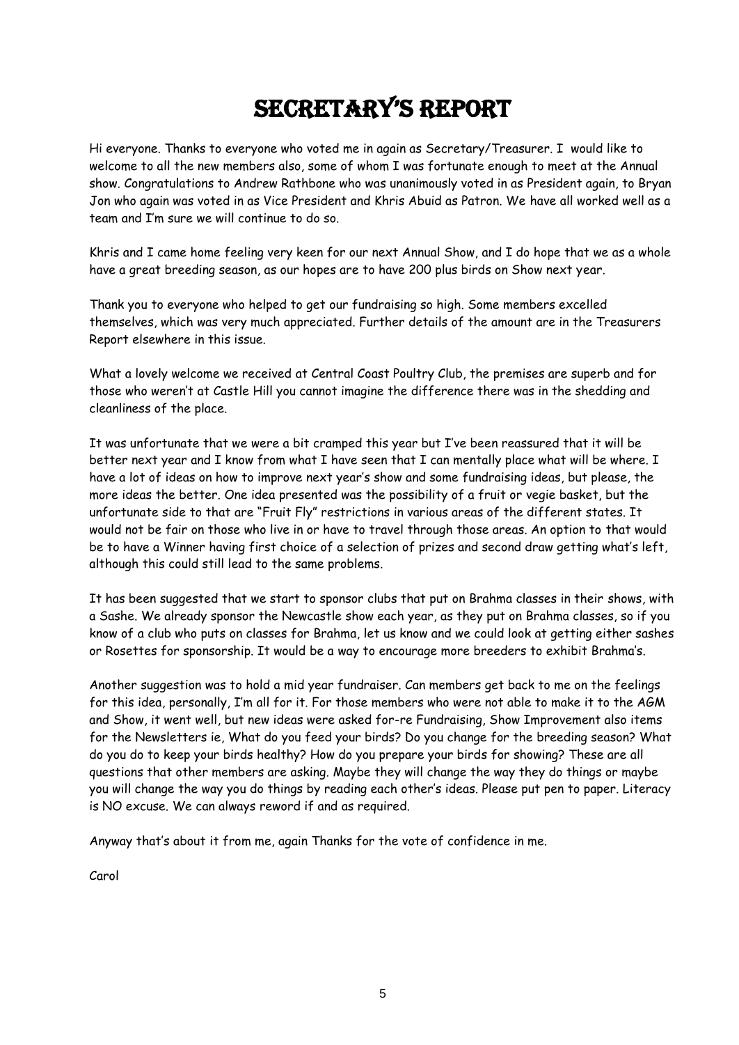# SECRETARY'S REPORT

Hi everyone. Thanks to everyone who voted me in again as Secretary/Treasurer. I would like to welcome to all the new members also, some of whom I was fortunate enough to meet at the Annual show. Congratulations to Andrew Rathbone who was unanimously voted in as President again, to Bryan Jon who again was voted in as Vice President and Khris Abuid as Patron. We have all worked well as a team and I'm sure we will continue to do so.

Khris and I came home feeling very keen for our next Annual Show, and I do hope that we as a whole have a great breeding season, as our hopes are to have 200 plus birds on Show next year.

Thank you to everyone who helped to get our fundraising so high. Some members excelled themselves, which was very much appreciated. Further details of the amount are in the Treasurers Report elsewhere in this issue.

What a lovely welcome we received at Central Coast Poultry Club, the premises are superb and for those who weren't at Castle Hill you cannot imagine the difference there was in the shedding and cleanliness of the place.

It was unfortunate that we were a bit cramped this year but I've been reassured that it will be better next year and I know from what I have seen that I can mentally place what will be where. I have a lot of ideas on how to improve next year's show and some fundraising ideas, but please, the more ideas the better. One idea presented was the possibility of a fruit or vegie basket, but the unfortunate side to that are "Fruit Fly" restrictions in various areas of the different states. It would not be fair on those who live in or have to travel through those areas. An option to that would be to have a Winner having first choice of a selection of prizes and second draw getting what's left, although this could still lead to the same problems.

It has been suggested that we start to sponsor clubs that put on Brahma classes in their shows, with a Sashe. We already sponsor the Newcastle show each year, as they put on Brahma classes, so if you know of a club who puts on classes for Brahma, let us know and we could look at getting either sashes or Rosettes for sponsorship. It would be a way to encourage more breeders to exhibit Brahma's.

Another suggestion was to hold a mid year fundraiser. Can members get back to me on the feelings for this idea, personally, I'm all for it. For those members who were not able to make it to the AGM and Show, it went well, but new ideas were asked for-re Fundraising, Show Improvement also items for the Newsletters ie, What do you feed your birds? Do you change for the breeding season? What do you do to keep your birds healthy? How do you prepare your birds for showing? These are all questions that other members are asking. Maybe they will change the way they do things or maybe you will change the way you do things by reading each other's ideas. Please put pen to paper. Literacy is NO excuse. We can always reword if and as required.

Anyway that's about it from me, again Thanks for the vote of confidence in me.

Carol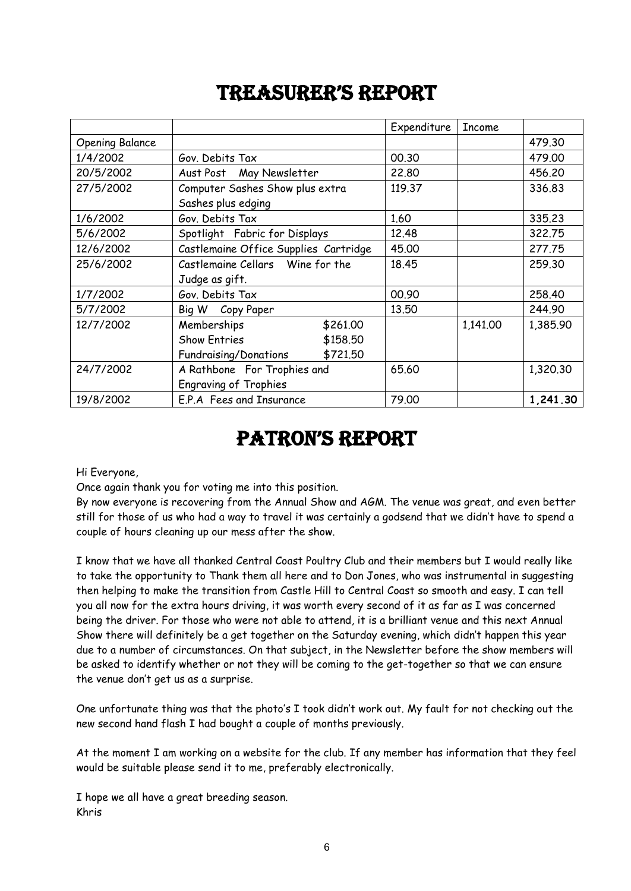# TREASURER'S REPORT

| | | Expenditure | Income | |
|---|---|---|---|---|
| Opening Balance | | | | 479.30 |
| 1/4/2002 | Gov. Debits Tax | 00.30 | | 479.00 |
| 20/5/2002 | Aust Post May Newsletter | 22.80 | | 456.20 |
| 27/5/2002 | Computer Sashes Show plus extra Sashes plus edging | 119.37 | | 336.83 |
| 1/6/2002 | Gov. Debits Tax | 1.60 | | 335.23 |
| 5/6/2002 | Spotlight Fabric for Displays | 12.48 | | 322.75 |
| 12/6/2002 | Castlemaine Office Supplies Cartridge | 45.00 | | 277.75 |
| 25/6/2002 | Castlemaine Cellars Wine for the Judge as gift. | 18.45 | | 259.30 |
| 1/7/2002 | Gov. Debits Tax | 00.90 | | 258.40 |
| 5/7/2002 | Big W Copy Paper | 13.50 | | 244.90 |
| 12/7/2002 | Memberships $261.00<br>Show Entries $158.50<br>Fundraising/Donations $721.50 | | 1,141.00 | 1,385.90 |
| 24/7/2002 | A Rathbone For Trophies and Engraving of Trophies | 65.60 | | 1,320.30 |
| 19/8/2002 | E.P.A Fees and Insurance | 79.00 | | **1,241.30** |

# PATRON'S REPORT

Hi Everyone,

Once again thank you for voting me into this position.

By now everyone is recovering from the Annual Show and AGM. The venue was great, and even better still for those of us who had a way to travel it was certainly a godsend that we didn't have to spend a couple of hours cleaning up our mess after the show.

I know that we have all thanked Central Coast Poultry Club and their members but I would really like to take the opportunity to Thank them all here and to Don Jones, who was instrumental in suggesting then helping to make the transition from Castle Hill to Central Coast so smooth and easy. I can tell you all now for the extra hours driving, it was worth every second of it as far as I was concerned being the driver. For those who were not able to attend, it is a brilliant venue and this next Annual Show there will definitely be a get together on the Saturday evening, which didn't happen this year due to a number of circumstances. On that subject, in the Newsletter before the show members will be asked to identify whether or not they will be coming to the get-together so that we can ensure the venue don't get us as a surprise.

One unfortunate thing was that the photo's I took didn't work out. My fault for not checking out the new second hand flash I had bought a couple of months previously.

At the moment I am working on a website for the club. If any member has information that they feel would be suitable please send it to me, preferably electronically.

I hope we all have a great breeding season.
Khris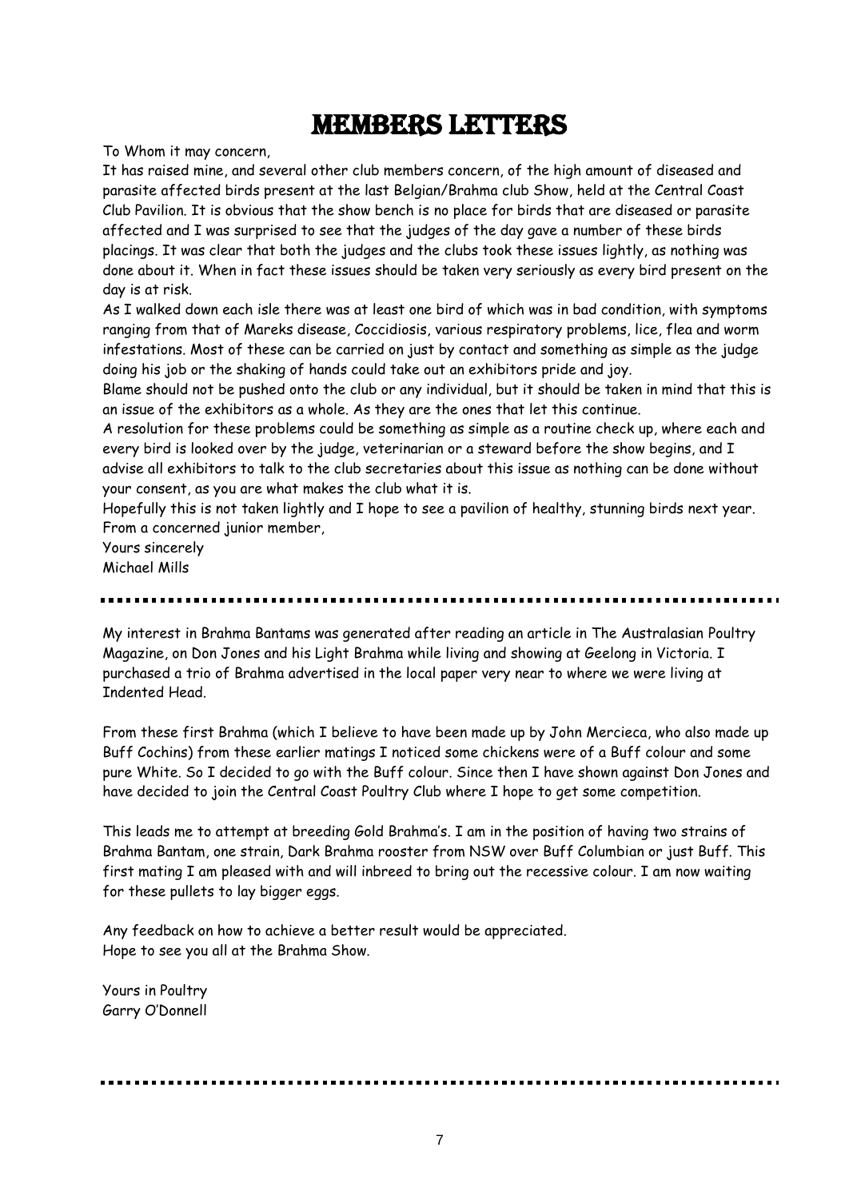# Members Letters

To Whom it may concern,

It has raised mine, and several other club members concern, of the high amount of diseased and parasite affected birds present at the last Belgian/Brahma club Show, held at the Central Coast Club Pavilion. It is obvious that the show bench is no place for birds that are diseased or parasite affected and I was surprised to see that the judges of the day gave a number of these birds placings. It was clear that both the judges and the clubs took these issues lightly, as nothing was done about it. When in fact these issues should be taken very seriously as every bird present on the day is at risk.

As I walked down each isle there was at least one bird of which was in bad condition, with symptoms ranging from that of Mareks disease, Coccidiosis, various respiratory problems, lice, flea and worm infestations. Most of these can be carried on just by contact and something as simple as the judge doing his job or the shaking of hands could take out an exhibitors pride and joy.

Blame should not be pushed onto the club or any individual, but it should be taken in mind that this is an issue of the exhibitors as a whole. As they are the ones that let this continue.

A resolution for these problems could be something as simple as a routine check up, where each and every bird is looked over by the judge, veterinarian or a steward before the show begins, and I advise all exhibitors to talk to the club secretaries about this issue as nothing can be done without your consent, as you are what makes the club what it is.

Hopefully this is not taken lightly and I hope to see a pavilion of healthy, stunning birds next year.

From a concerned junior member,

Yours sincerely

Michael Mills

---

My interest in Brahma Bantams was generated after reading an article in The Australasian Poultry Magazine, on Don Jones and his Light Brahma while living and showing at Geelong in Victoria. I purchased a trio of Brahma advertised in the local paper very near to where we were living at Indented Head.

From these first Brahma (which I believe to have been made up by John Mercieca, who also made up Buff Cochins) from these earlier matings I noticed some chickens were of a Buff colour and some pure White. So I decided to go with the Buff colour. Since then I have shown against Don Jones and have decided to join the Central Coast Poultry Club where I hope to get some competition.

This leads me to attempt at breeding Gold Brahma's. I am in the position of having two strains of Brahma Bantam, one strain, Dark Brahma rooster from NSW over Buff Columbian or just Buff. This first mating I am pleased with and will inbreed to bring out the recessive colour. I am now waiting for these pullets to lay bigger eggs.

Any feedback on how to achieve a better result would be appreciated.

Hope to see you all at the Brahma Show.

Yours in Poultry

Garry O'Donnell

---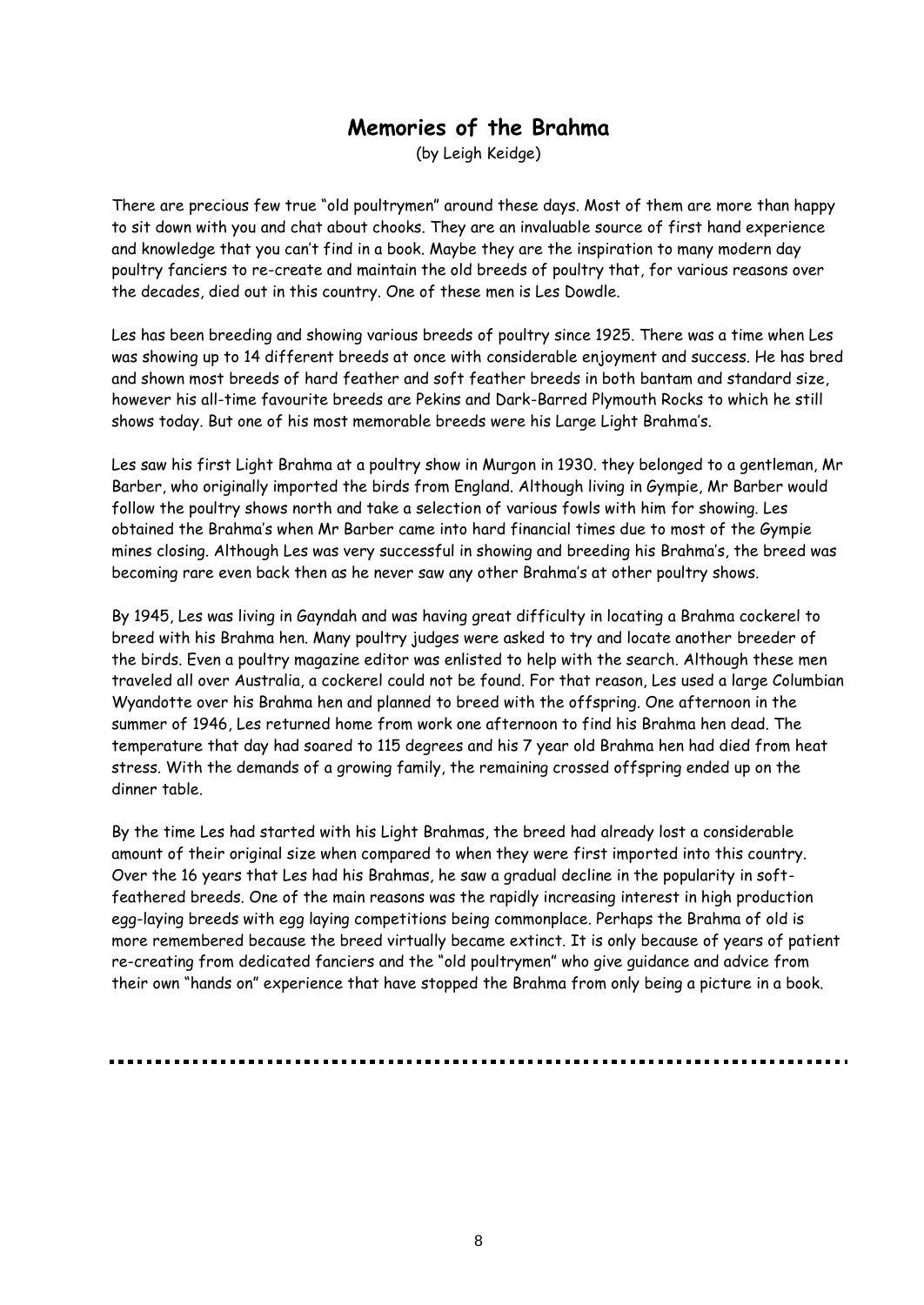# Memories of the Brahma

(by Leigh Keidge)

There are precious few true "old poultrymen" around these days. Most of them are more than happy to sit down with you and chat about chooks. They are an invaluable source of first hand experience and knowledge that you can't find in a book. Maybe they are the inspiration to many modern day poultry fanciers to re-create and maintain the old breeds of poultry that, for various reasons over the decades, died out in this country. One of these men is Les Dowdle.

Les has been breeding and showing various breeds of poultry since 1925. There was a time when Les was showing up to 14 different breeds at once with considerable enjoyment and success. He has bred and shown most breeds of hard feather and soft feather breeds in both bantam and standard size, however his all-time favourite breeds are Pekins and Dark-Barred Plymouth Rocks to which he still shows today. But one of his most memorable breeds were his Large Light Brahma's.

Les saw his first Light Brahma at a poultry show in Murgon in 1930. they belonged to a gentleman, Mr Barber, who originally imported the birds from England. Although living in Gympie, Mr Barber would follow the poultry shows north and take a selection of various fowls with him for showing. Les obtained the Brahma's when Mr Barber came into hard financial times due to most of the Gympie mines closing. Although Les was very successful in showing and breeding his Brahma's, the breed was becoming rare even back then as he never saw any other Brahma's at other poultry shows.

By 1945, Les was living in Gayndah and was having great difficulty in locating a Brahma cockerel to breed with his Brahma hen. Many poultry judges were asked to try and locate another breeder of the birds. Even a poultry magazine editor was enlisted to help with the search. Although these men traveled all over Australia, a cockerel could not be found. For that reason, Les used a large Columbian Wyandotte over his Brahma hen and planned to breed with the offspring. One afternoon in the summer of 1946, Les returned home from work one afternoon to find his Brahma hen dead. The temperature that day had soared to 115 degrees and his 7 year old Brahma hen had died from heat stress. With the demands of a growing family, the remaining crossed offspring ended up on the dinner table.

By the time Les had started with his Light Brahmas, the breed had already lost a considerable amount of their original size when compared to when they were first imported into this country. Over the 16 years that Les had his Brahmas, he saw a gradual decline in the popularity in soft-feathered breeds. One of the main reasons was the rapidly increasing interest in high production egg-laying breeds with egg laying competitions being commonplace. Perhaps the Brahma of old is more remembered because the breed virtually became extinct. It is only because of years of patient re-creating from dedicated fanciers and the "old poultrymen" who give guidance and advice from their own "hands on" experience that have stopped the Brahma from only being a picture in a book.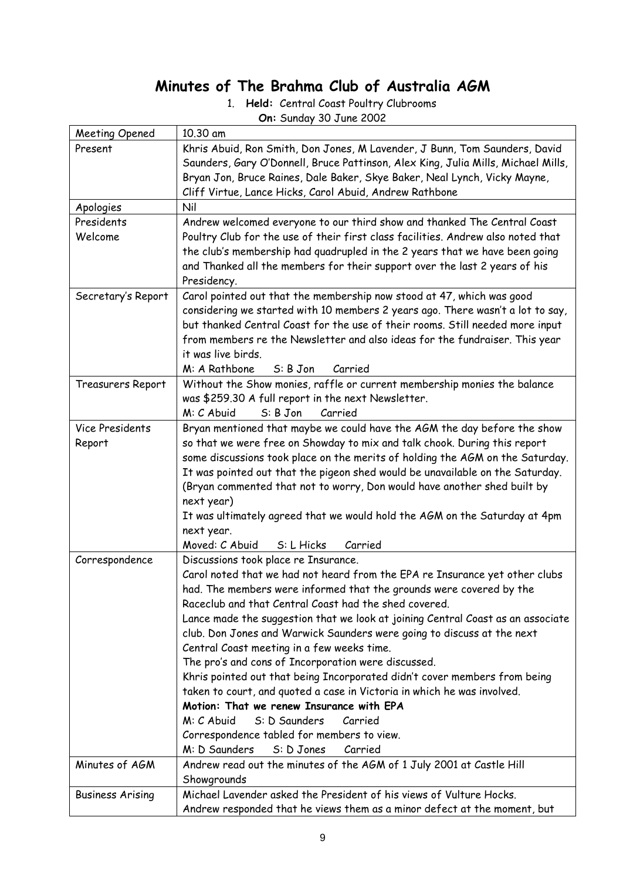# Minutes of The Brahma Club of Australia AGM

1. **Held:** Central Coast Poultry Clubrooms
   **On:** Sunday 30 June 2002

| Meeting Opened | 10.30 am |
|---|---|
| Present | Khris Abuid, Ron Smith, Don Jones, M Lavender, J Bunn, Tom Saunders, David Saunders, Gary O'Donnell, Bruce Pattinson, Alex King, Julia Mills, Michael Mills, Bryan Jon, Bruce Raines, Dale Baker, Skye Baker, Neal Lynch, Vicky Mayne, Cliff Virtue, Lance Hicks, Carol Abuid, Andrew Rathbone |
| Apologies | Nil |
| Presidents Welcome | Andrew welcomed everyone to our third show and thanked The Central Coast Poultry Club for the use of their first class facilities. Andrew also noted that the club's membership had quadrupled in the 2 years that we have been going and Thanked all the members for their support over the last 2 years of his Presidency. |
| Secretary's Report | Carol pointed out that the membership now stood at 47, which was good considering we started with 10 members 2 years ago. There wasn't a lot to say, but thanked Central Coast for the use of their rooms. Still needed more input from members re the Newsletter and also ideas for the fundraiser. This year it was live birds.<br>M: A Rathbone S: B Jon Carried |
| Treasurers Report | Without the Show monies, raffle or current membership monies the balance was $259.30 A full report in the next Newsletter.<br>M: C Abuid S: B Jon Carried |
| Vice Presidents Report | Bryan mentioned that maybe we could have the AGM the day before the show so that we were free on Showday to mix and talk chook. During this report some discussions took place on the merits of holding the AGM on the Saturday. It was pointed out that the pigeon shed would be unavailable on the Saturday. (Bryan commented that not to worry, Don would have another shed built by next year)<br>It was ultimately agreed that we would hold the AGM on the Saturday at 4pm next year.<br>Moved: C Abuid S: L Hicks Carried |
| Correspondence | Discussions took place re Insurance.<br>Carol noted that we had not heard from the EPA re Insurance yet other clubs had. The members were informed that the grounds were covered by the Raceclub and that Central Coast had the shed covered.<br>Lance made the suggestion that we look at joining Central Coast as an associate club. Don Jones and Warwick Saunders were going to discuss at the next Central Coast meeting in a few weeks time.<br>The pro's and cons of Incorporation were discussed.<br>Khris pointed out that being Incorporated didn't cover members from being taken to court, and quoted a case in Victoria in which he was involved.<br>**Motion: That we renew Insurance with EPA**<br>M: C Abuid S: D Saunders Carried<br>Correspondence tabled for members to view.<br>M: D Saunders S: D Jones Carried |
| Minutes of AGM | Andrew read out the minutes of the AGM of 1 July 2001 at Castle Hill Showgrounds |
| Business Arising | Michael Lavender asked the President of his views of Vulture Hocks.<br>Andrew responded that he views them as a minor defect at the moment, but |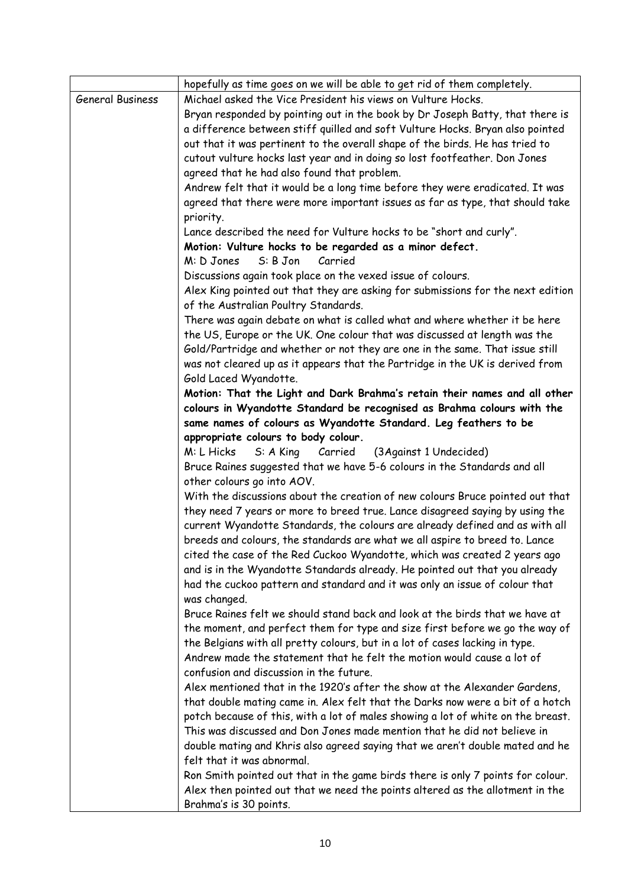| | |
|---|---|
| | hopefully as time goes on we will be able to get rid of them completely. |
| General Business | Michael asked the Vice President his views on Vulture Hocks.<br>Bryan responded by pointing out in the book by Dr Joseph Batty, that there is a difference between stiff quilled and soft Vulture Hocks. Bryan also pointed out that it was pertinent to the overall shape of the birds. He has tried to cutout vulture hocks last year and in doing so lost footfeather. Don Jones agreed that he had also found that problem.<br>Andrew felt that it would be a long time before they were eradicated. It was agreed that there were more important issues as far as type, that should take priority.<br>Lance described the need for Vulture hocks to be "short and curly".<br>**Motion: Vulture hocks to be regarded as a minor defect.**<br>M: D Jones S: B Jon Carried<br>Discussions again took place on the vexed issue of colours.<br>Alex King pointed out that they are asking for submissions for the next edition of the Australian Poultry Standards.<br>There was again debate on what is called what and where whether it be here the US, Europe or the UK. One colour that was discussed at length was the Gold/Partridge and whether or not they are one in the same. That issue still was not cleared up as it appears that the Partridge in the UK is derived from Gold Laced Wyandotte.<br>**Motion: That the Light and Dark Brahma's retain their names and all other colours in Wyandotte Standard be recognised as Brahma colours with the same names of colours as Wyandotte Standard. Leg feathers to be appropriate colours to body colour.**<br>M: L Hicks S: A King Carried (3Against 1 Undecided)<br>Bruce Raines suggested that we have 5-6 colours in the Standards and all other colours go into AOV.<br>With the discussions about the creation of new colours Bruce pointed out that they need 7 years or more to breed true. Lance disagreed saying by using the current Wyandotte Standards, the colours are already defined and as with all breeds and colours, the standards are what we all aspire to breed to. Lance cited the case of the Red Cuckoo Wyandotte, which was created 2 years ago and is in the Wyandotte Standards already. He pointed out that you already had the cuckoo pattern and standard and it was only an issue of colour that was changed.<br>Bruce Raines felt we should stand back and look at the birds that we have at the moment, and perfect them for type and size first before we go the way of the Belgians with all pretty colours, but in a lot of cases lacking in type.<br>Andrew made the statement that he felt the motion would cause a lot of confusion and discussion in the future.<br>Alex mentioned that in the 1920's after the show at the Alexander Gardens, that double mating came in. Alex felt that the Darks now were a bit of a hotch potch because of this, with a lot of males showing a lot of white on the breast. This was discussed and Don Jones made mention that he did not believe in double mating and Khris also agreed saying that we aren't double mated and he felt that it was abnormal.<br>Ron Smith pointed out that in the game birds there is only 7 points for colour. Alex then pointed out that we need the points altered as the allotment in the Brahma's is 30 points. |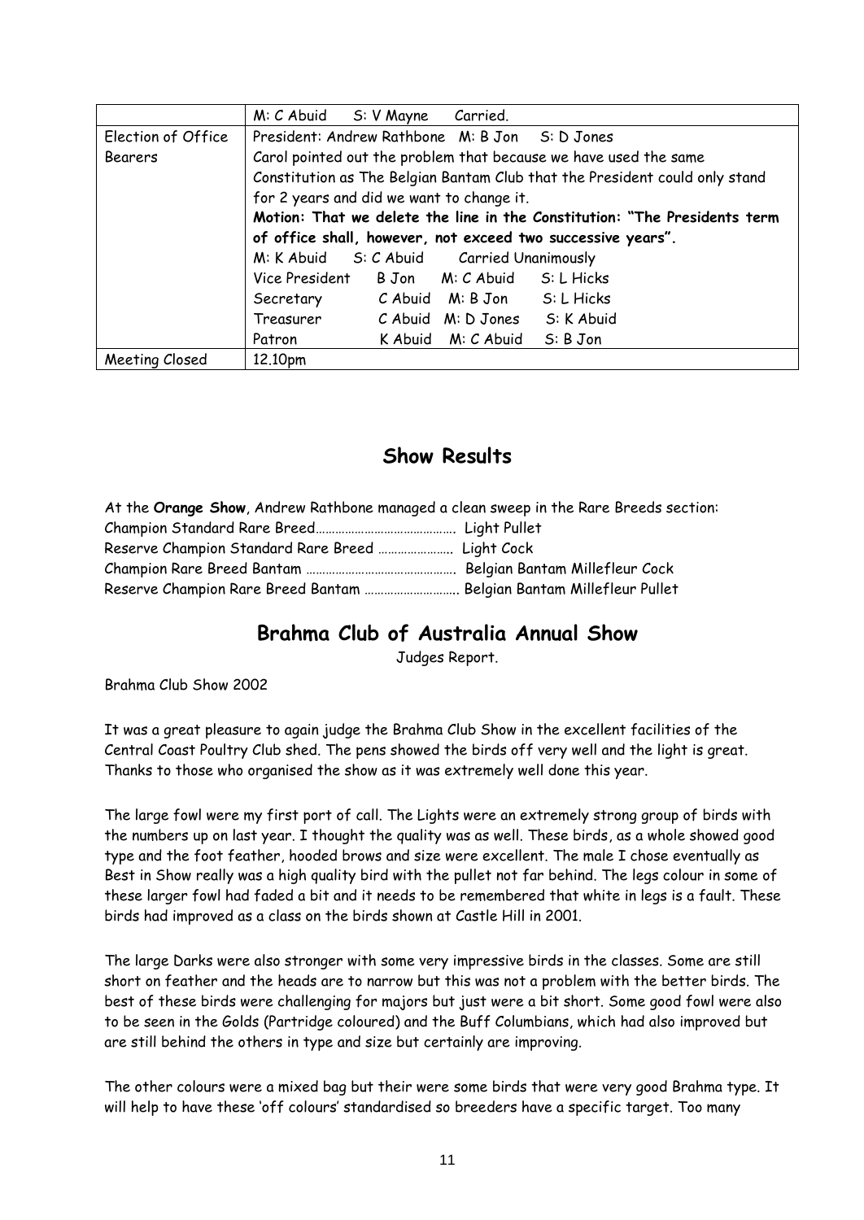|  | M: C Abuid S: V Mayne Carried. |
|---|---|
| Election of Office Bearers | President: Andrew Rathbone M: B Jon S: D Jones<br>Carol pointed out the problem that because we have used the same Constitution as The Belgian Bantam Club that the President could only stand for 2 years and did we want to change it.<br>**Motion: That we delete the line in the Constitution: "The Presidents term of office shall, however, not exceed two successive years".**<br>M: K Abuid S: C Abuid Carried Unanimously<br>Vice President B Jon M: C Abuid S: L Hicks<br>Secretary C Abuid M: B Jon S: L Hicks<br>Treasurer C Abuid M: D Jones S: K Abuid<br>Patron K Abuid M: C Abuid S: B Jon |
| Meeting Closed | 12.10pm |

## Show Results

At the **Orange Show**, Andrew Rathbone managed a clean sweep in the Rare Breeds section:

Champion Standard Rare Breed…………………………………. Light Pullet
Reserve Champion Standard Rare Breed ………………….. Light Cock
Champion Rare Breed Bantam ………………………………………. Belgian Bantam Millefleur Cock
Reserve Champion Rare Breed Bantam ………………………. Belgian Bantam Millefleur Pullet

## Brahma Club of Australia Annual Show

Judges Report.

Brahma Club Show 2002

It was a great pleasure to again judge the Brahma Club Show in the excellent facilities of the Central Coast Poultry Club shed. The pens showed the birds off very well and the light is great. Thanks to those who organised the show as it was extremely well done this year.

The large fowl were my first port of call. The Lights were an extremely strong group of birds with the numbers up on last year. I thought the quality was as well. These birds, as a whole showed good type and the foot feather, hooded brows and size were excellent. The male I chose eventually as Best in Show really was a high quality bird with the pullet not far behind. The legs colour in some of these larger fowl had faded a bit and it needs to be remembered that white in legs is a fault. These birds had improved as a class on the birds shown at Castle Hill in 2001.

The large Darks were also stronger with some very impressive birds in the classes. Some are still short on feather and the heads are to narrow but this was not a problem with the better birds. The best of these birds were challenging for majors but just were a bit short. Some good fowl were also to be seen in the Golds (Partridge coloured) and the Buff Columbians, which had also improved but are still behind the others in type and size but certainly are improving.

The other colours were a mixed bag but their were some birds that were very good Brahma type. It will help to have these 'off colours' standardised so breeders have a specific target. Too many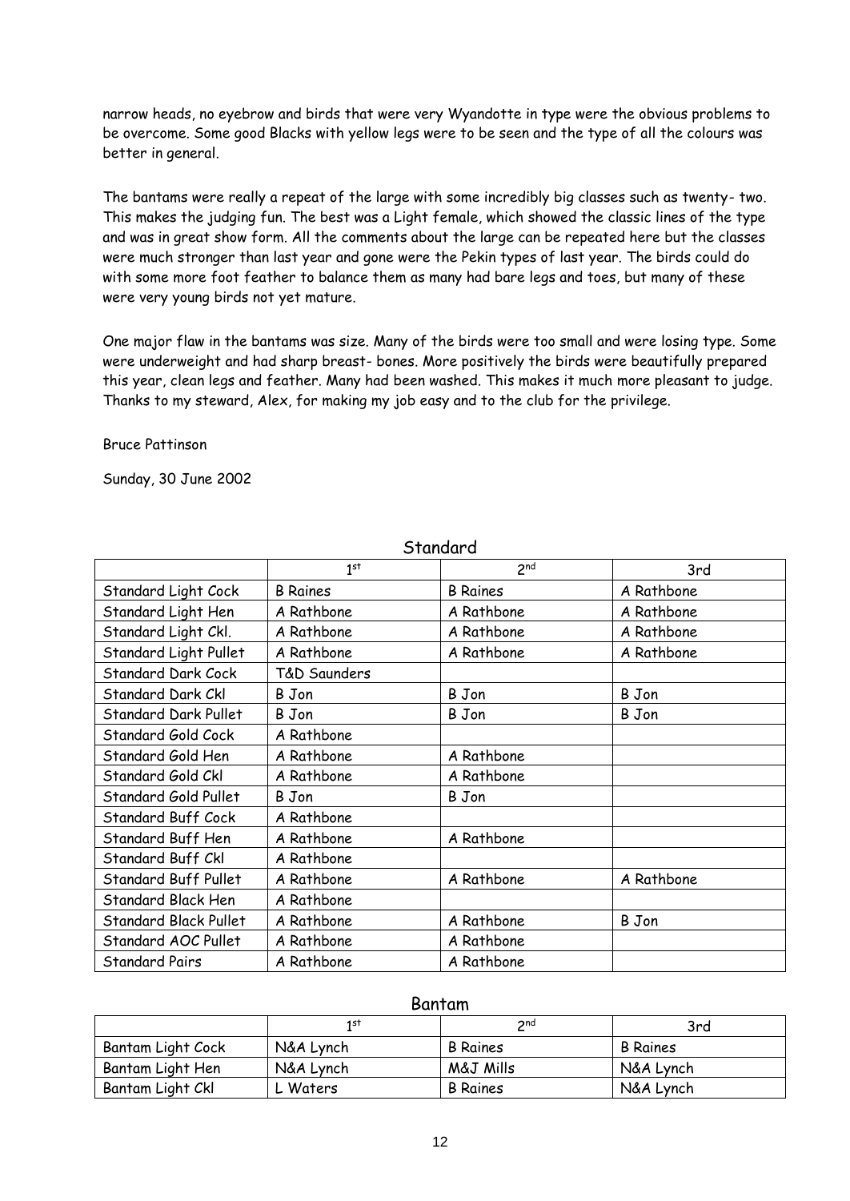narrow heads, no eyebrow and birds that were very Wyandotte in type were the obvious problems to be overcome. Some good Blacks with yellow legs were to be seen and the type of all the colours was better in general.

The bantams were really a repeat of the large with some incredibly big classes such as twenty- two. This makes the judging fun. The best was a Light female, which showed the classic lines of the type and was in great show form. All the comments about the large can be repeated here but the classes were much stronger than last year and gone were the Pekin types of last year. The birds could do with some more foot feather to balance them as many had bare legs and toes, but many of these were very young birds not yet mature.

One major flaw in the bantams was size. Many of the birds were too small and were losing type. Some were underweight and had sharp breast- bones. More positively the birds were beautifully prepared this year, clean legs and feather. Many had been washed. This makes it much more pleasant to judge. Thanks to my steward, Alex, for making my job easy and to the club for the privilege.

Bruce Pattinson

Sunday, 30 June 2002

## Standard

| | 1st | 2nd | 3rd |
|---|---|---|---|
| Standard Light Cock | B Raines | B Raines | A Rathbone |
| Standard Light Hen | A Rathbone | A Rathbone | A Rathbone |
| Standard Light Ckl. | A Rathbone | A Rathbone | A Rathbone |
| Standard Light Pullet | A Rathbone | A Rathbone | A Rathbone |
| Standard Dark Cock | T&D Saunders | | |
| Standard Dark Ckl | B Jon | B Jon | B Jon |
| Standard Dark Pullet | B Jon | B Jon | B Jon |
| Standard Gold Cock | A Rathbone | | |
| Standard Gold Hen | A Rathbone | A Rathbone | |
| Standard Gold Ckl | A Rathbone | A Rathbone | |
| Standard Gold Pullet | B Jon | B Jon | |
| Standard Buff Cock | A Rathbone | | |
| Standard Buff Hen | A Rathbone | A Rathbone | |
| Standard Buff Ckl | A Rathbone | | |
| Standard Buff Pullet | A Rathbone | A Rathbone | A Rathbone |
| Standard Black Hen | A Rathbone | | |
| Standard Black Pullet | A Rathbone | A Rathbone | B Jon |
| Standard AOC Pullet | A Rathbone | A Rathbone | |
| Standard Pairs | A Rathbone | A Rathbone | |

## Bantam

| | 1st | 2nd | 3rd |
|---|---|---|---|
| Bantam Light Cock | N&A Lynch | B Raines | B Raines |
| Bantam Light Hen | N&A Lynch | M&J Mills | N&A Lynch |
| Bantam Light Ckl | L Waters | B Raines | N&A Lynch |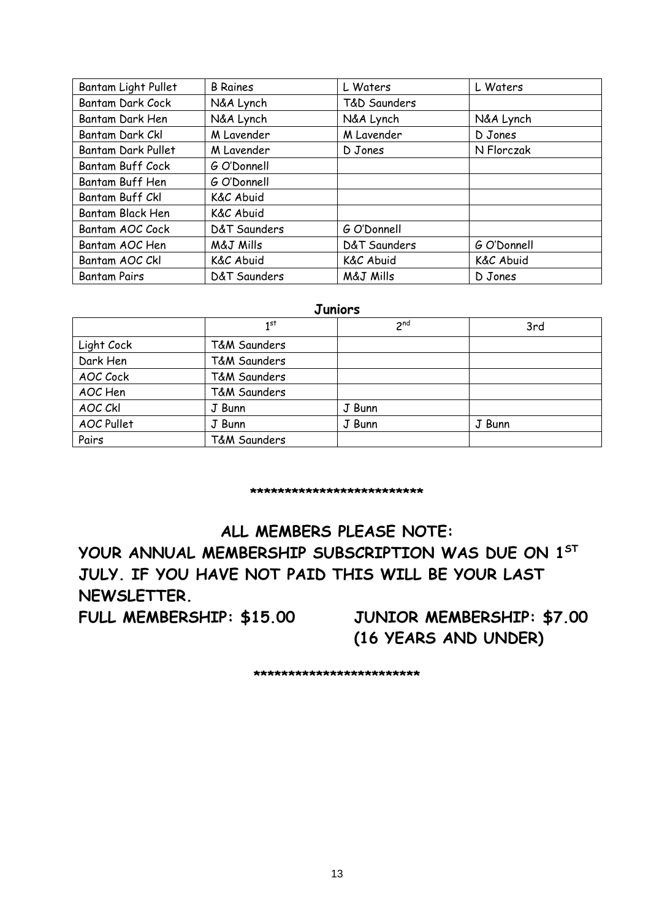| | | | |
|---|---|---|---|
| Bantam Light Pullet | B Raines | L Waters | L Waters |
| Bantam Dark Cock | N&A Lynch | T&D Saunders | |
| Bantam Dark Hen | N&A Lynch | N&A Lynch | N&A Lynch |
| Bantam Dark Ckl | M Lavender | M Lavender | D Jones |
| Bantam Dark Pullet | M Lavender | D Jones | N Florczak |
| Bantam Buff Cock | G O'Donnell | | |
| Bantam Buff Hen | G O'Donnell | | |
| Bantam Buff Ckl | K&C Abuid | | |
| Bantam Black Hen | K&C Abuid | | |
| Bantam AOC Cock | D&T Saunders | G O'Donnell | |
| Bantam AOC Hen | M&J Mills | D&T Saunders | G O'Donnell |
| Bantam AOC Ckl | K&C Abuid | K&C Abuid | K&C Abuid |
| Bantam Pairs | D&T Saunders | M&J Mills | D Jones |

**Juniors**

| | 1st | 2nd | 3rd |
|---|---|---|---|
| Light Cock | T&M Saunders | | |
| Dark Hen | T&M Saunders | | |
| AOC Cock | T&M Saunders | | |
| AOC Hen | T&M Saunders | | |
| AOC Ckl | J Bunn | J Bunn | |
| AOC Pullet | J Bunn | J Bunn | J Bunn |
| Pairs | T&M Saunders | | |

**************************

**ALL MEMBERS PLEASE NOTE:**

**YOUR ANNUAL MEMBERSHIP SUBSCRIPTION WAS DUE ON 1ST JULY. IF YOU HAVE NOT PAID THIS WILL BE YOUR LAST NEWSLETTER.**

**FULL MEMBERSHIP: $15.00** **JUNIOR MEMBERSHIP: $7.00 (16 YEARS AND UNDER)**

************************